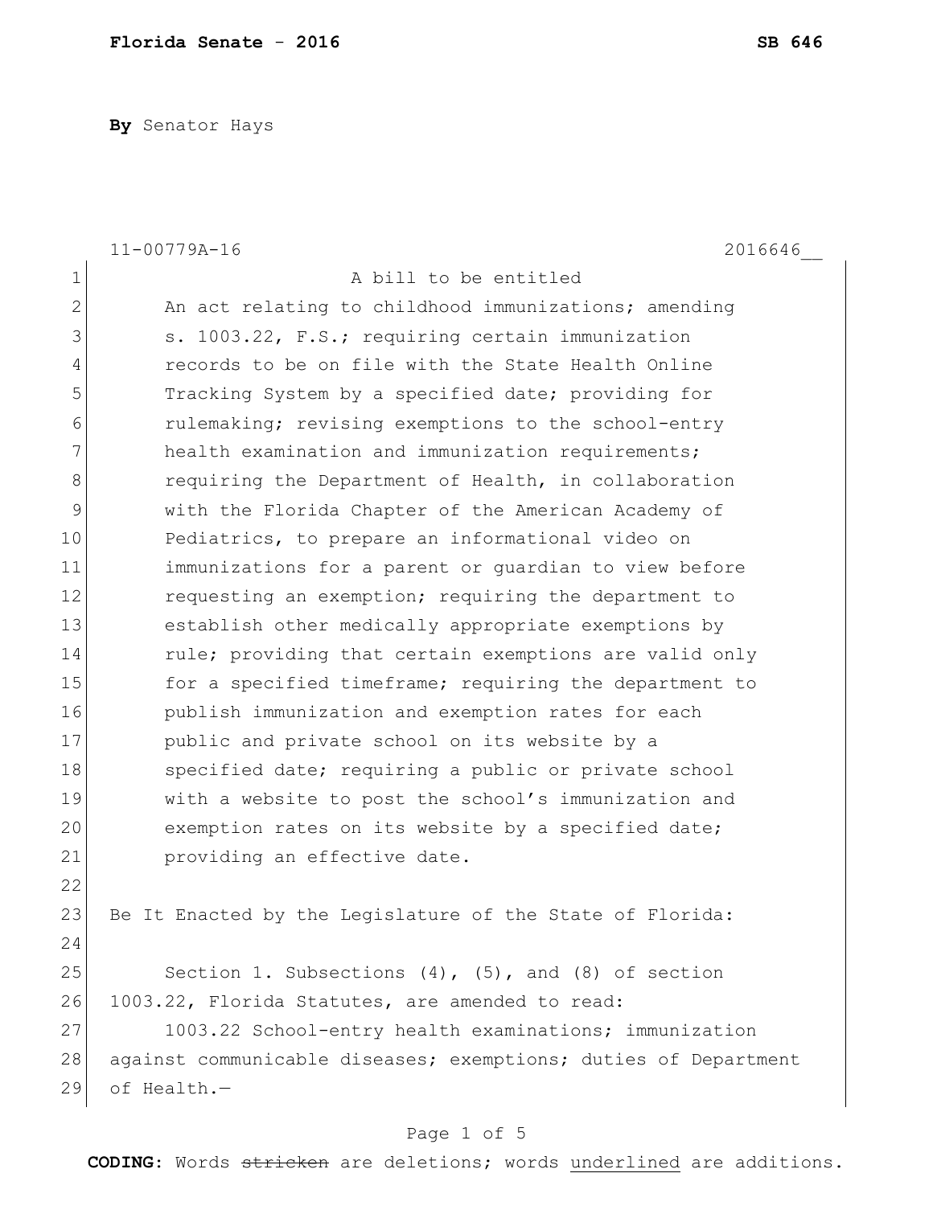**By** Senator Hays

11-00779A-16 2016646__

A bill to be entitled

An act relating to childhood immunizations; amending s. 1003.22, F.S.; requiring certain immunization records to be on file with the State Health Online Tracking System by a specified date; providing for rulemaking; revising exemptions to the school-entry health examination and immunization requirements; requiring the Department of Health, in collaboration with the Florida Chapter of the American Academy of Pediatrics, to prepare an informational video on immunizations for a parent or guardian to view before requesting an exemption; requiring the department to establish other medically appropriate exemptions by rule; providing that certain exemptions are valid only for a specified timeframe; requiring the department to publish immunization and exemption rates for each public and private school on its website by a specified date; requiring a public or private school with a website to post the school's immunization and exemption rates on its website by a specified date; providing an effective date.

Be It Enacted by the Legislature of the State of Florida:

Section 1. Subsections (4), (5), and (8) of section 1003.22, Florida Statutes, are amended to read:

1003.22 School-entry health examinations; immunization against communicable diseases; exemptions; duties of Department of Health.—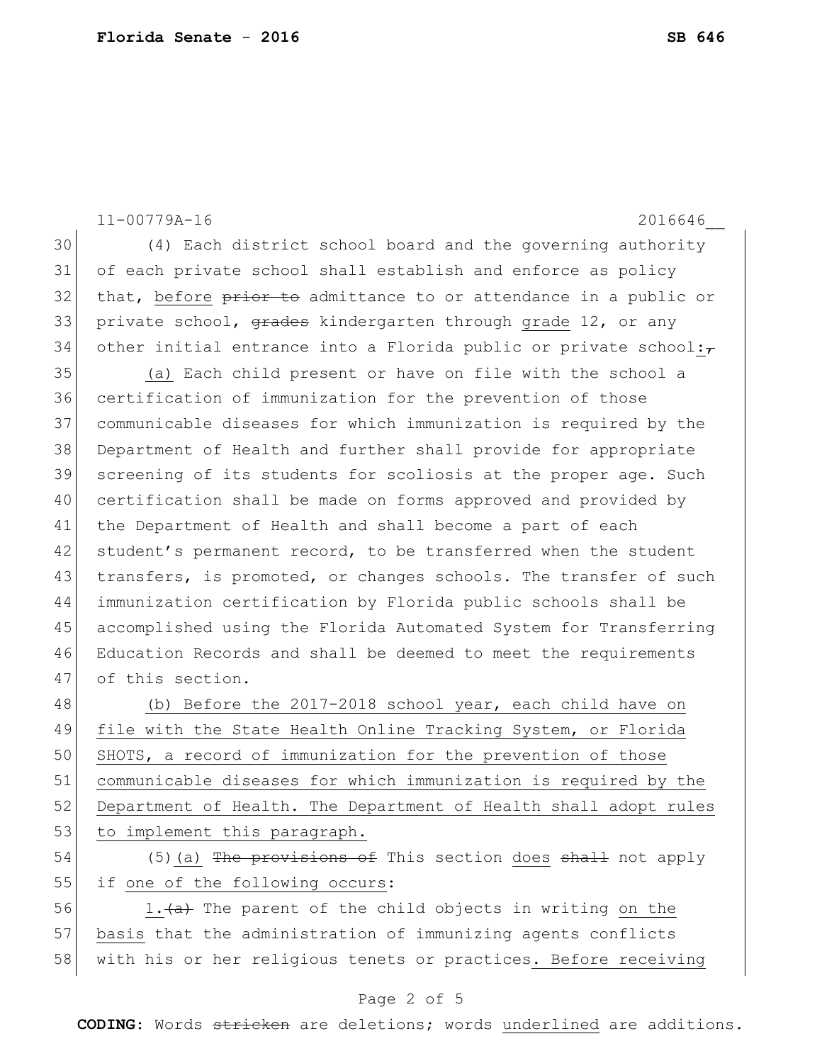11-00779A-16 2016646__

30 (4) Each district school board and the governing authority
31 of each private school shall establish and enforce as policy
32 that, <u>before</u> ~~prior to~~ admittance to or attendance in a public or
33 private school, ~~grades~~ kindergarten through <u>grade</u> 12, or any
34 other initial entrance into a Florida public or private school<u>:</u>~~,~~

35 <u>(a)</u> Each child present or have on file with the school a
36 certification of immunization for the prevention of those
37 communicable diseases for which immunization is required by the
38 Department of Health and further shall provide for appropriate
39 screening of its students for scoliosis at the proper age. Such
40 certification shall be made on forms approved and provided by
41 the Department of Health and shall become a part of each
42 student's permanent record, to be transferred when the student
43 transfers, is promoted, or changes schools. The transfer of such
44 immunization certification by Florida public schools shall be
45 accomplished using the Florida Automated System for Transferring
46 Education Records and shall be deemed to meet the requirements
47 of this section.

48 <u>(b) Before the 2017-2018 school year, each child have on</u>
49 <u>file with the State Health Online Tracking System, or Florida</u>
50 <u>SHOTS, a record of immunization for the prevention of those</u>
51 <u>communicable diseases for which immunization is required by the</u>
52 <u>Department of Health. The Department of Health shall adopt rules</u>
53 <u>to implement this paragraph.</u>

54 (5)<u>(a)</u> ~~The provisions of~~ This section <u>does</u> ~~shall~~ not apply
55 if <u>one of the following occurs</u>:

56 <u>1.</u>~~(a)~~ The parent of the child objects in writing <u>on the</u>
57 <u>basis</u> that the administration of immunizing agents conflicts
58 with his or her religious tenets or practices<u>. Before receiving</u>

**CODING:** Words ~~stricken~~ are deletions; words <u>underlined</u> are additions.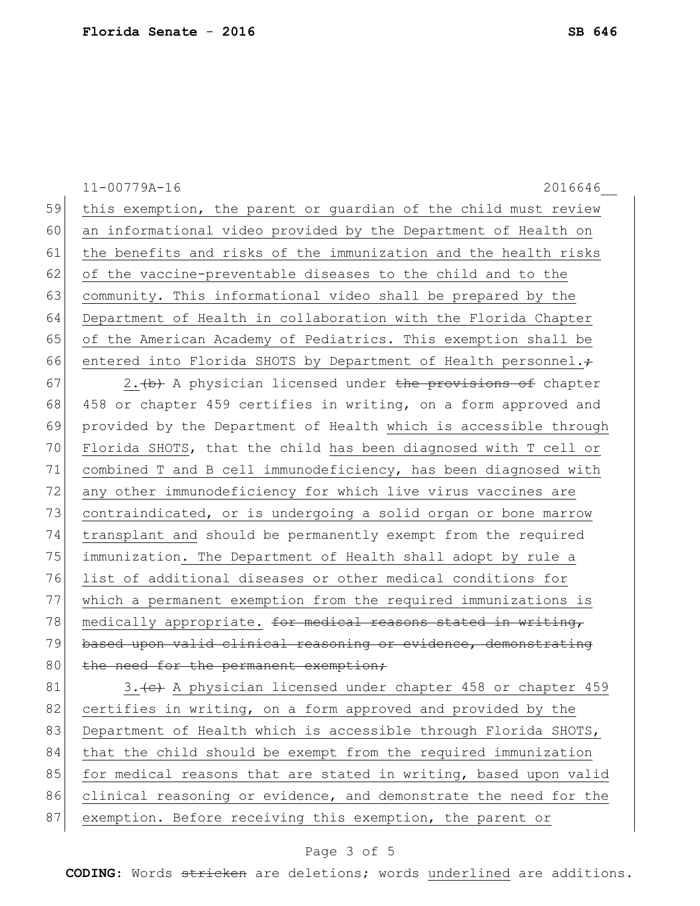<u>this exemption, the parent or guardian of the child must review an informational video provided by the Department of Health on the benefits and risks of the immunization and the health risks of the vaccine-preventable diseases to the child and to the community. This informational video shall be prepared by the Department of Health in collaboration with the Florida Chapter of the American Academy of Pediatrics. This exemption shall be entered into Florida SHOTS by Department of Health personnel.</u>~~;~~

<u>2.</u>~~(b)~~ A physician licensed under ~~the provisions of~~ chapter 458 or chapter 459 certifies in writing, on a form approved and provided by the Department of Health <u>which is accessible through Florida SHOTS</u>, that the child <u>has been diagnosed with T cell or combined T and B cell immunodeficiency, has been diagnosed with any other immunodeficiency for which live virus vaccines are contraindicated, or is undergoing a solid organ or bone marrow transplant and</u> should be permanently exempt from the required immunization<u>. The Department of Health shall adopt by rule a list of additional diseases or other medical conditions for which a permanent exemption from the required immunizations is medically appropriate.</u> ~~for medical reasons stated in writing, based upon valid clinical reasoning or evidence, demonstrating the need for the permanent exemption;~~

<u>3.</u>~~(c)~~ <u>A physician licensed under chapter 458 or chapter 459 certifies in writing, on a form approved and provided by the Department of Health which is accessible through Florida SHOTS, that the child should be exempt from the required immunization for medical reasons that are stated in writing, based upon valid clinical reasoning or evidence, and demonstrate the need for the exemption. Before receiving this exemption, the parent or</u>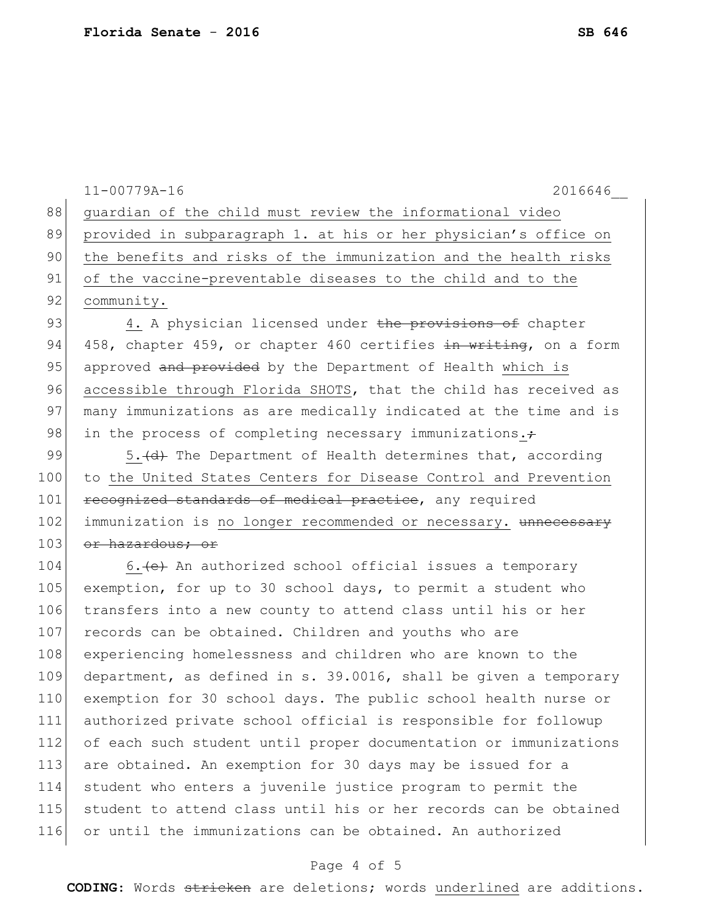guardian of the child must review the informational video provided in subparagraph 1. at his or her physician's office on the benefits and risks of the immunization and the health risks of the vaccine-preventable diseases to the child and to the community.

4. A physician licensed under ~~the provisions of~~ chapter 458, chapter 459, or chapter 460 certifies ~~in writing~~, on a form approved ~~and provided~~ by the Department of Health which is accessible through Florida SHOTS, that the child has received as many immunizations as are medically indicated at the time and is in the process of completing necessary immunizations.~~;~~

5.~~(d)~~ The Department of Health determines that, according to the United States Centers for Disease Control and Prevention ~~recognized standards of medical practice~~, any required immunization is no longer recommended or necessary. ~~unnecessary or hazardous; or~~

6.~~(e)~~ An authorized school official issues a temporary exemption, for up to 30 school days, to permit a student who transfers into a new county to attend class until his or her records can be obtained. Children and youths who are experiencing homelessness and children who are known to the department, as defined in s. 39.0016, shall be given a temporary exemption for 30 school days. The public school health nurse or authorized private school official is responsible for followup of each such student until proper documentation or immunizations are obtained. An exemption for 30 days may be issued for a student who enters a juvenile justice program to permit the student to attend class until his or her records can be obtained or until the immunizations can be obtained. An authorized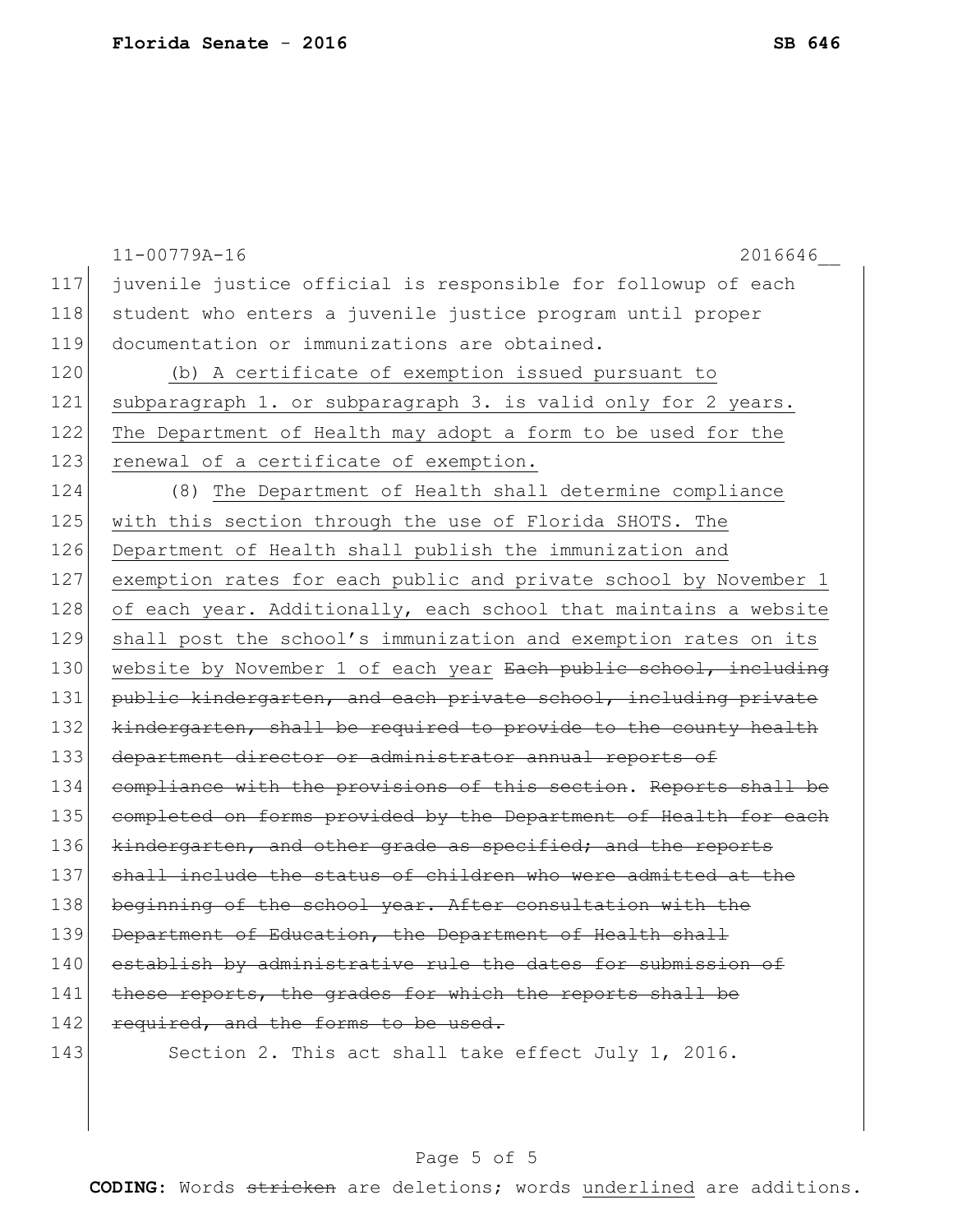11-00779A-16 2016646__

117 juvenile justice official is responsible for followup of each
118 student who enters a juvenile justice program until proper
119 documentation or immunizations are obtained.

120 <u>(b) A certificate of exemption issued pursuant to</u>
121 <u>subparagraph 1. or subparagraph 3. is valid only for 2 years.</u>
122 <u>The Department of Health may adopt a form to be used for the</u>
123 <u>renewal of a certificate of exemption.</u>

124 (8) <u>The Department of Health shall determine compliance</u>
125 <u>with this section through the use of Florida SHOTS. The</u>
126 <u>Department of Health shall publish the immunization and</u>
127 <u>exemption rates for each public and private school by November 1</u>
128 <u>of each year. Additionally, each school that maintains a website</u>
129 <u>shall post the school's immunization and exemption rates on its</u>
130 <u>website by November 1 of each year</u> ~~Each public school, including~~
131 ~~public kindergarten, and each private school, including private~~
132 ~~kindergarten, shall be required to provide to the county health~~
133 ~~department director or administrator annual reports of~~
134 ~~compliance with the provisions of this section~~. ~~Reports shall be~~
135 ~~completed on forms provided by the Department of Health for each~~
136 ~~kindergarten, and other grade as specified; and the reports~~
137 ~~shall include the status of children who were admitted at the~~
138 ~~beginning of the school year. After consultation with the~~
139 ~~Department of Education, the Department of Health shall~~
140 ~~establish by administrative rule the dates for submission of~~
141 ~~these reports, the grades for which the reports shall be~~
142 ~~required, and the forms to be used.~~

143 Section 2. This act shall take effect July 1, 2016.

**CODING:** Words ~~stricken~~ are deletions; words <u>underlined</u> are additions.